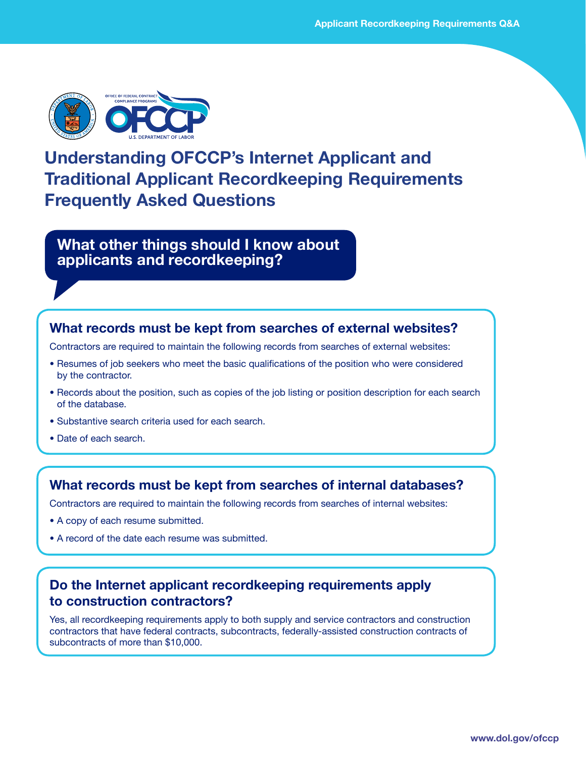# Understanding OFCCP's Internet Applicant and Traditional Applicant Recordkeeping Requirements Frequently Asked Questions

## What other things should I know about applicants and recordkeeping?

### What records must be kept from searches of external websites?

Contractors are required to maintain the following records from searches of external websites:

- Resumes of job seekers who meet the basic qualifications of the position who were considered by the contractor.
- Records about the position, such as copies of the job listing or position description for each search of the database.
- Substantive search criteria used for each search.
- Date of each search.

### What records must be kept from searches of internal databases?

Contractors are required to maintain the following records from searches of internal websites:

- A copy of each resume submitted.
- A record of the date each resume was submitted.

### Do the Internet applicant recordkeeping requirements apply to construction contractors?

Yes, all recordkeeping requirements apply to both supply and service contractors and construction contractors that have federal contracts, subcontracts, federally-assisted construction contracts of subcontracts of more than $10,000.

www.dol.gov/ofccp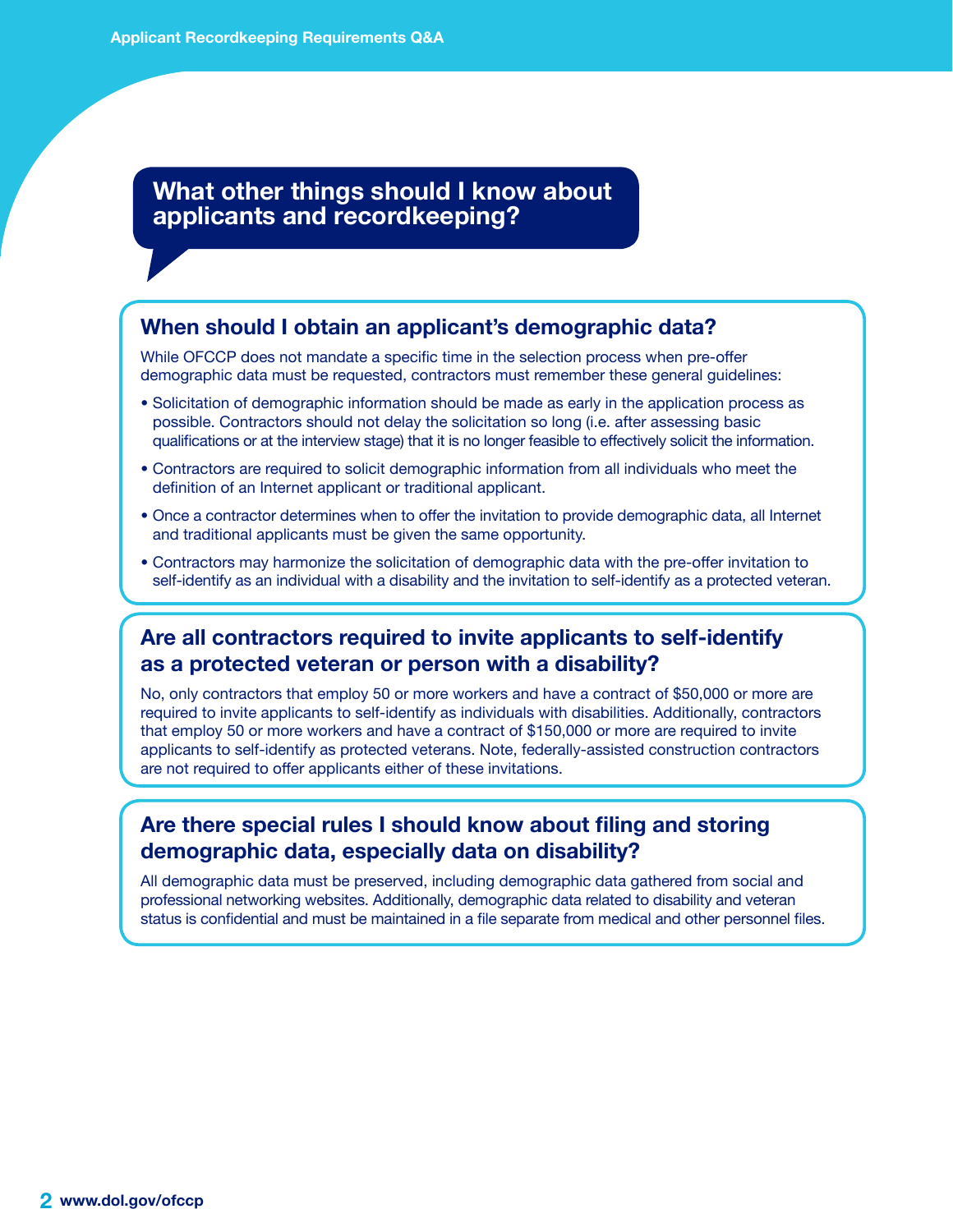## What other things should I know about applicants and recordkeeping?

### When should I obtain an applicant's demographic data?

While OFCCP does not mandate a specific time in the selection process when pre-offer demographic data must be requested, contractors must remember these general guidelines:

- Solicitation of demographic information should be made as early in the application process as possible. Contractors should not delay the solicitation so long (i.e. after assessing basic qualifications or at the interview stage) that it is no longer feasible to effectively solicit the information.
- Contractors are required to solicit demographic information from all individuals who meet the definition of an Internet applicant or traditional applicant.
- Once a contractor determines when to offer the invitation to provide demographic data, all Internet and traditional applicants must be given the same opportunity.
- Contractors may harmonize the solicitation of demographic data with the pre-offer invitation to self-identify as an individual with a disability and the invitation to self-identify as a protected veteran.

### Are all contractors required to invite applicants to self-identify as a protected veteran or person with a disability?

No, only contractors that employ 50 or more workers and have a contract of $50,000 or more are required to invite applicants to self-identify as individuals with disabilities. Additionally, contractors that employ 50 or more workers and have a contract of $150,000 or more are required to invite applicants to self-identify as protected veterans. Note, federally-assisted construction contractors are not required to offer applicants either of these invitations.

### Are there special rules I should know about filing and storing demographic data, especially data on disability?

All demographic data must be preserved, including demographic data gathered from social and professional networking websites. Additionally, demographic data related to disability and veteran status is confidential and must be maintained in a file separate from medical and other personnel files.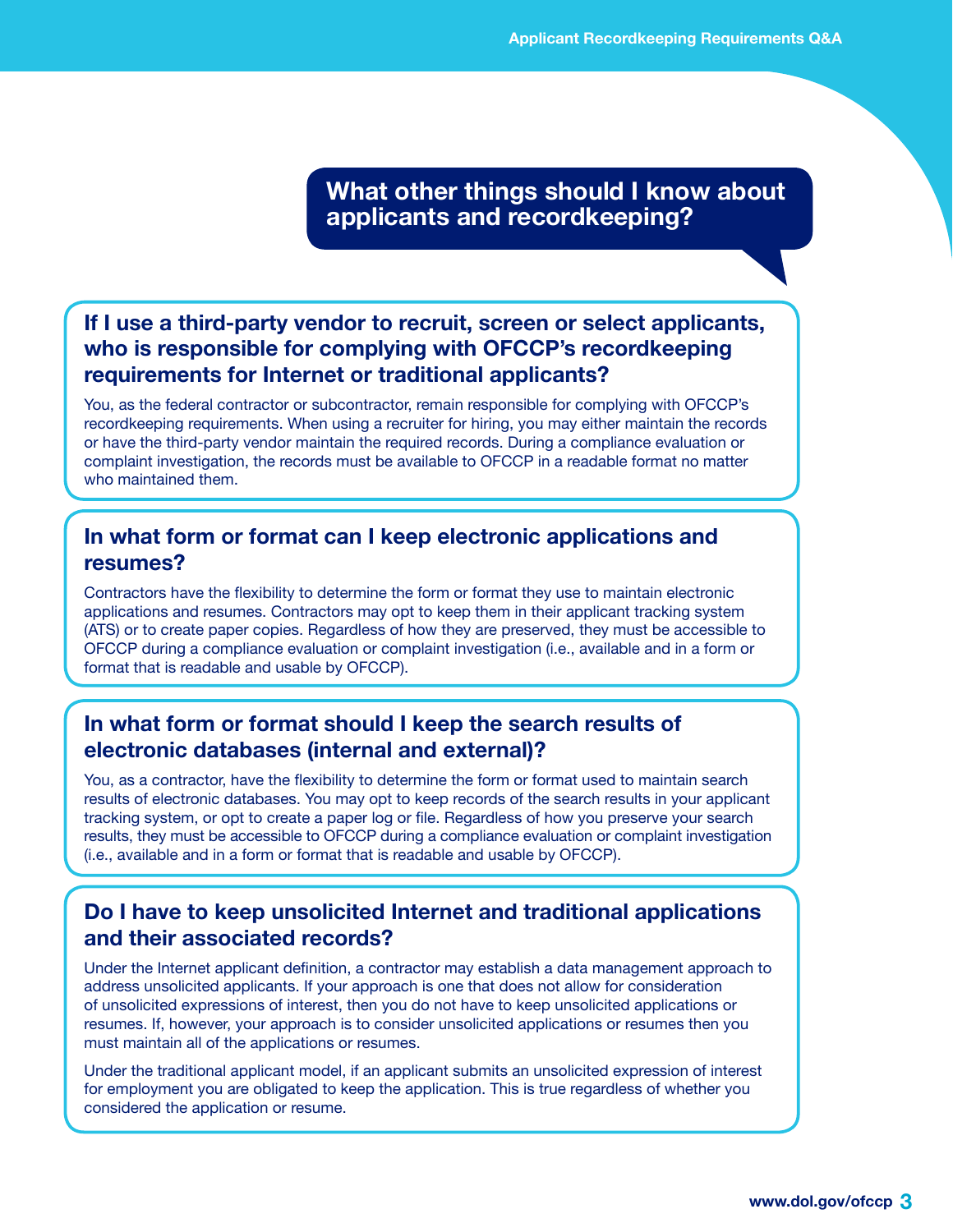## What other things should I know about applicants and recordkeeping?

### If I use a third-party vendor to recruit, screen or select applicants, who is responsible for complying with OFCCP's recordkeeping requirements for Internet or traditional applicants?

You, as the federal contractor or subcontractor, remain responsible for complying with OFCCP's recordkeeping requirements. When using a recruiter for hiring, you may either maintain the records or have the third-party vendor maintain the required records. During a compliance evaluation or complaint investigation, the records must be available to OFCCP in a readable format no matter who maintained them.

### In what form or format can I keep electronic applications and resumes?

Contractors have the flexibility to determine the form or format they use to maintain electronic applications and resumes. Contractors may opt to keep them in their applicant tracking system (ATS) or to create paper copies. Regardless of how they are preserved, they must be accessible to OFCCP during a compliance evaluation or complaint investigation (i.e., available and in a form or format that is readable and usable by OFCCP).

### In what form or format should I keep the search results of electronic databases (internal and external)?

You, as a contractor, have the flexibility to determine the form or format used to maintain search results of electronic databases. You may opt to keep records of the search results in your applicant tracking system, or opt to create a paper log or file. Regardless of how you preserve your search results, they must be accessible to OFCCP during a compliance evaluation or complaint investigation (i.e., available and in a form or format that is readable and usable by OFCCP).

### Do I have to keep unsolicited Internet and traditional applications and their associated records?

Under the Internet applicant definition, a contractor may establish a data management approach to address unsolicited applicants. If your approach is one that does not allow for consideration of unsolicited expressions of interest, then you do not have to keep unsolicited applications or resumes. If, however, your approach is to consider unsolicited applications or resumes then you must maintain all of the applications or resumes.

Under the traditional applicant model, if an applicant submits an unsolicited expression of interest for employment you are obligated to keep the application. This is true regardless of whether you considered the application or resume.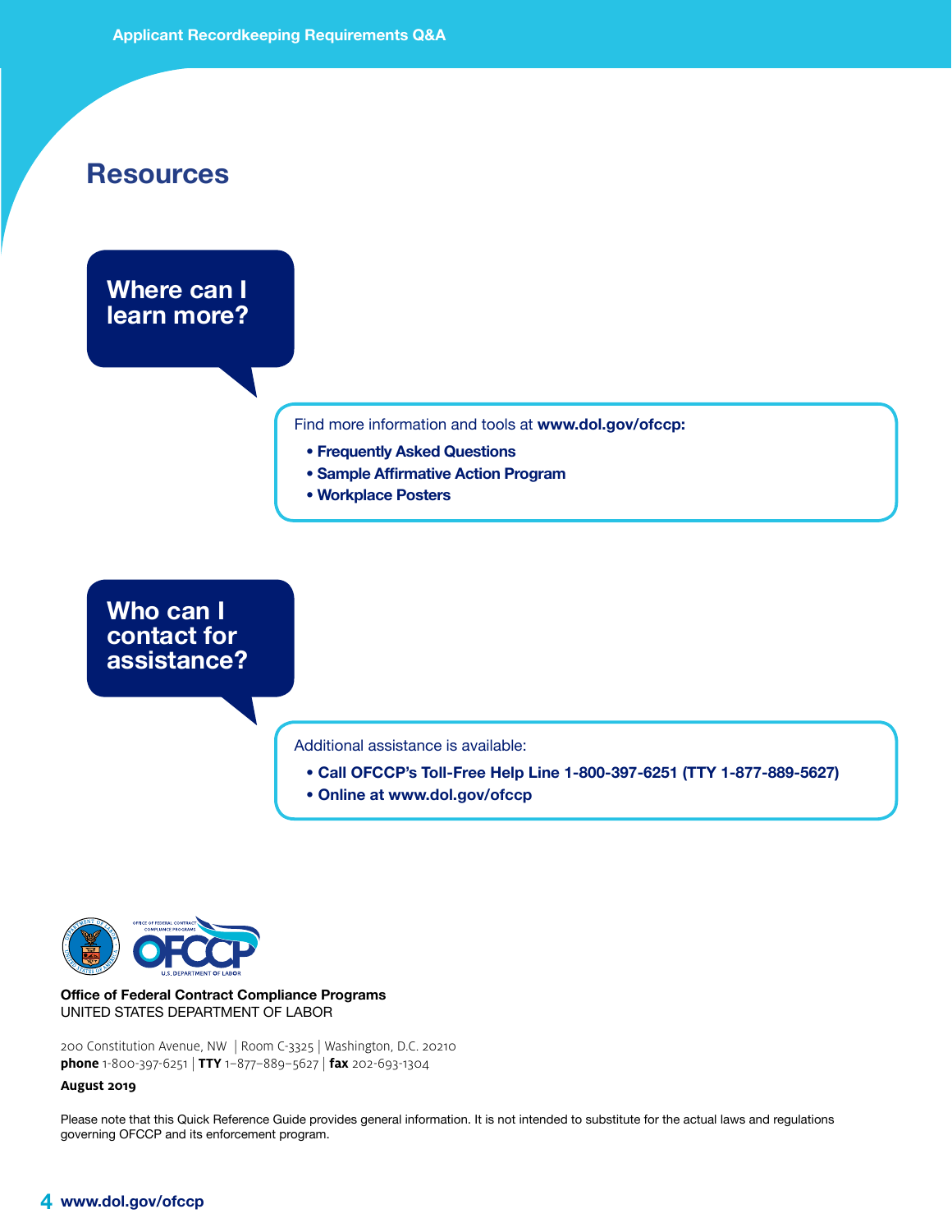## Resources

### Where can I learn more?

Find more information and tools at **www.dol.gov/ofccp:**

- **Frequently Asked Questions**
- **Sample Affirmative Action Program**
- **Workplace Posters**

### Who can I contact for assistance?

Additional assistance is available:

- **Call OFCCP's Toll-Free Help Line 1-800-397-6251 (TTY 1-877-889-5627)**
- **Online at www.dol.gov/ofccp**

**Office of Federal Contract Compliance Programs**
UNITED STATES DEPARTMENT OF LABOR

200 Constitution Avenue, NW | Room C-3325 | Washington, D.C. 20210
**phone** 1-800-397-6251 | **TTY** 1–877–889–5627 | **fax** 202-693-1304

**August 2019**

Please note that this Quick Reference Guide provides general information. It is not intended to substitute for the actual laws and regulations governing OFCCP and its enforcement program.